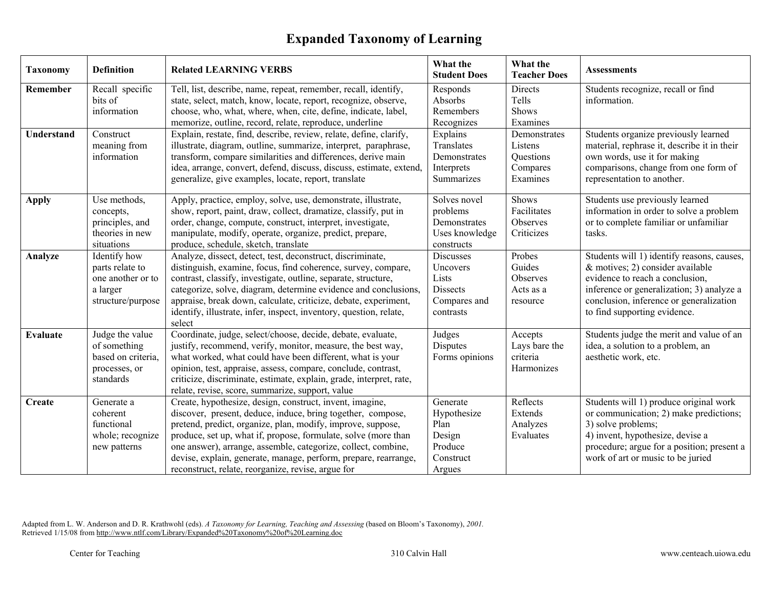# Expanded Taxonomy of Learning

| Taxonomy | Definition | Related LEARNING VERBS | What the Student Does | What the Teacher Does | Assessments |
|---|---|---|---|---|---|
| **Remember** | Recall specific bits of information | Tell, list, describe, name, repeat, remember, recall, identify, state, select, match, know, locate, report, recognize, observe, choose, who, what, where, when, cite, define, indicate, label, memorize, outline, record, relate, reproduce, underline | Responds Absorbs Remembers Recognizes | Directs Tells Shows Examines | Students recognize, recall or find information. |
| **Understand** | Construct meaning from information | Explain, restate, find, describe, review, relate, define, clarify, illustrate, diagram, outline, summarize, interpret, paraphrase, transform, compare similarities and differences, derive main idea, arrange, convert, defend, discuss, discuss, estimate, extend, generalize, give examples, locate, report, translate | Explains Translates Demonstrates Interprets Summarizes | Demonstrates Listens Questions Compares Examines | Students organize previously learned material, rephrase it, describe it in their own words, use it for making comparisons, change from one form of representation to another. |
| **Apply** | Use methods, concepts, principles, and theories in new situations | Apply, practice, employ, solve, use, demonstrate, illustrate, show, report, paint, draw, collect, dramatize, classify, put in order, change, compute, construct, interpret, investigate, manipulate, modify, operate, organize, predict, prepare, produce, schedule, sketch, translate | Solves novel problems Demonstrates Uses knowledge constructs | Shows Facilitates Observes Criticizes | Students use previously learned information in order to solve a problem or to complete familiar or unfamiliar tasks. |
| **Analyze** | Identify how parts relate to one another or to a larger structure/purpose | Analyze, dissect, detect, test, deconstruct, discriminate, distinguish, examine, focus, find coherence, survey, compare, contrast, classify, investigate, outline, separate, structure, categorize, solve, diagram, determine evidence and conclusions, appraise, break down, calculate, criticize, debate, experiment, identify, illustrate, infer, inspect, inventory, question, relate, select | Discusses Uncovers Lists Dissects Compares and contrasts | Probes Guides Observes Acts as a resource | Students will 1) identify reasons, causes, & motives; 2) consider available evidence to reach a conclusion, inference or generalization; 3) analyze a conclusion, inference or generalization to find supporting evidence. |
| **Evaluate** | Judge the value of something based on criteria, processes, or standards | Coordinate, judge, select/choose, decide, debate, evaluate, justify, recommend, verify, monitor, measure, the best way, what worked, what could have been different, what is your opinion, test, appraise, assess, compare, conclude, contrast, criticize, discriminate, estimate, explain, grade, interpret, rate, relate, revise, score, summarize, support, value | Judges Disputes Forms opinions | Accepts Lays bare the criteria Harmonizes | Students judge the merit and value of an idea, a solution to a problem, an aesthetic work, etc. |
| **Create** | Generate a coherent functional whole; recognize new patterns | Create, hypothesize, design, construct, invent, imagine, discover, present, deduce, induce, bring together, compose, pretend, predict, organize, plan, modify, improve, suppose, produce, set up, what if, propose, formulate, solve (more than one answer), arrange, assemble, categorize, collect, combine, devise, explain, generate, manage, perform, prepare, rearrange, reconstruct, relate, reorganize, revise, argue for | Generate Hypothesize Plan Design Produce Construct Argues | Reflects Extends Analyzes Evaluates | Students will 1) produce original work or communication; 2) make predictions; 3) solve problems; 4) invent, hypothesize, devise a procedure; argue for a position; present a work of art or music to be juried |

Adapted from L. W. Anderson and D. R. Krathwohl (eds). *A Taxonomy for Learning, Teaching and Assessing* (based on Bloom's Taxonomy), *2001.*
Retrieved 1/15/08 from http://www.ntlf.com/Library/Expanded%20Taxonomy%20of%20Learning.doc

Center for Teaching 310 Calvin Hall www.centeach.uiowa.edu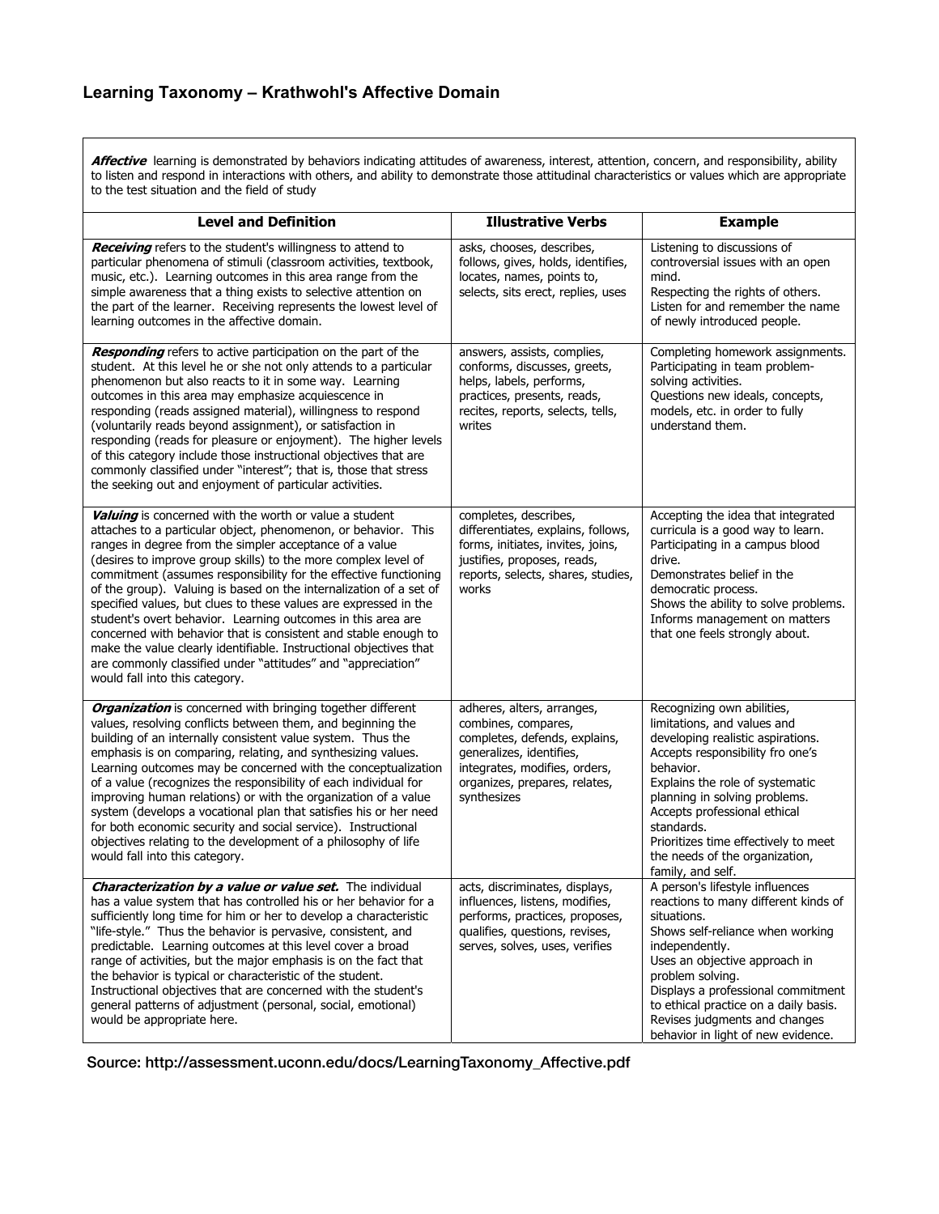## Learning Taxonomy – Krathwohl's Affective Domain

***Affective*** learning is demonstrated by behaviors indicating attitudes of awareness, interest, attention, concern, and responsibility, ability to listen and respond in interactions with others, and ability to demonstrate those attitudinal characteristics or values which are appropriate to the test situation and the field of study

| Level and Definition | Illustrative Verbs | Example |
|---|---|---|
| ***Receiving*** refers to the student's willingness to attend to particular phenomena of stimuli (classroom activities, textbook, music, etc.). Learning outcomes in this area range from the simple awareness that a thing exists to selective attention on the part of the learner. Receiving represents the lowest level of learning outcomes in the affective domain. | asks, chooses, describes, follows, gives, holds, identifies, locates, names, points to, selects, sits erect, replies, uses | Listening to discussions of controversial issues with an open mind.<br>Respecting the rights of others.<br>Listen for and remember the name of newly introduced people. |
| ***Responding*** refers to active participation on the part of the student. At this level he or she not only attends to a particular phenomenon but also reacts to it in some way. Learning outcomes in this area may emphasize acquiescence in responding (reads assigned material), willingness to respond (voluntarily reads beyond assignment), or satisfaction in responding (reads for pleasure or enjoyment). The higher levels of this category include those instructional objectives that are commonly classified under "interest"; that is, those that stress the seeking out and enjoyment of particular activities. | answers, assists, complies, conforms, discusses, greets, helps, labels, performs, practices, presents, reads, recites, reports, selects, tells, writes | Completing homework assignments.<br>Participating in team problem-solving activities.<br>Questions new ideals, concepts, models, etc. in order to fully understand them. |
| ***Valuing*** is concerned with the worth or value a student attaches to a particular object, phenomenon, or behavior. This ranges in degree from the simpler acceptance of a value (desires to improve group skills) to the more complex level of commitment (assumes responsibility for the effective functioning of the group). Valuing is based on the internalization of a set of specified values, but clues to these values are expressed in the student's overt behavior. Learning outcomes in this area are concerned with behavior that is consistent and stable enough to make the value clearly identifiable. Instructional objectives that are commonly classified under "attitudes" and "appreciation" would fall into this category. | completes, describes, differentiates, explains, follows, forms, initiates, invites, joins, justifies, proposes, reads, reports, selects, shares, studies, works | Accepting the idea that integrated curricula is a good way to learn.<br>Participating in a campus blood drive.<br>Demonstrates belief in the democratic process.<br>Shows the ability to solve problems.<br>Informs management on matters that one feels strongly about. |
| ***Organization*** is concerned with bringing together different values, resolving conflicts between them, and beginning the building of an internally consistent value system. Thus the emphasis is on comparing, relating, and synthesizing values. Learning outcomes may be concerned with the conceptualization of a value (recognizes the responsibility of each individual for improving human relations) or with the organization of a value system (develops a vocational plan that satisfies his or her need for both economic security and social service). Instructional objectives relating to the development of a philosophy of life would fall into this category. | adheres, alters, arranges, combines, compares, completes, defends, explains, generalizes, identifies, integrates, modifies, orders, organizes, prepares, relates, synthesizes | Recognizing own abilities, limitations, and values and developing realistic aspirations.<br>Accepts responsibility fro one's behavior.<br>Explains the role of systematic planning in solving problems.<br>Accepts professional ethical standards.<br>Prioritizes time effectively to meet the needs of the organization, family, and self. |
| ***Characterization by a value or value set.*** The individual has a value system that has controlled his or her behavior for a sufficiently long time for him or her to develop a characteristic "life-style." Thus the behavior is pervasive, consistent, and predictable. Learning outcomes at this level cover a broad range of activities, but the major emphasis is on the fact that the behavior is typical or characteristic of the student. Instructional objectives that are concerned with the student's general patterns of adjustment (personal, social, emotional) would be appropriate here. | acts, discriminates, displays, influences, listens, modifies, performs, practices, proposes, qualifies, questions, revises, serves, solves, uses, verifies | A person's lifestyle influences reactions to many different kinds of situations.<br>Shows self-reliance when working independently.<br>Uses an objective approach in problem solving.<br>Displays a professional commitment to ethical practice on a daily basis.<br>Revises judgments and changes behavior in light of new evidence. |

**Source: http://assessment.uconn.edu/docs/LearningTaxonomy_Affective.pdf**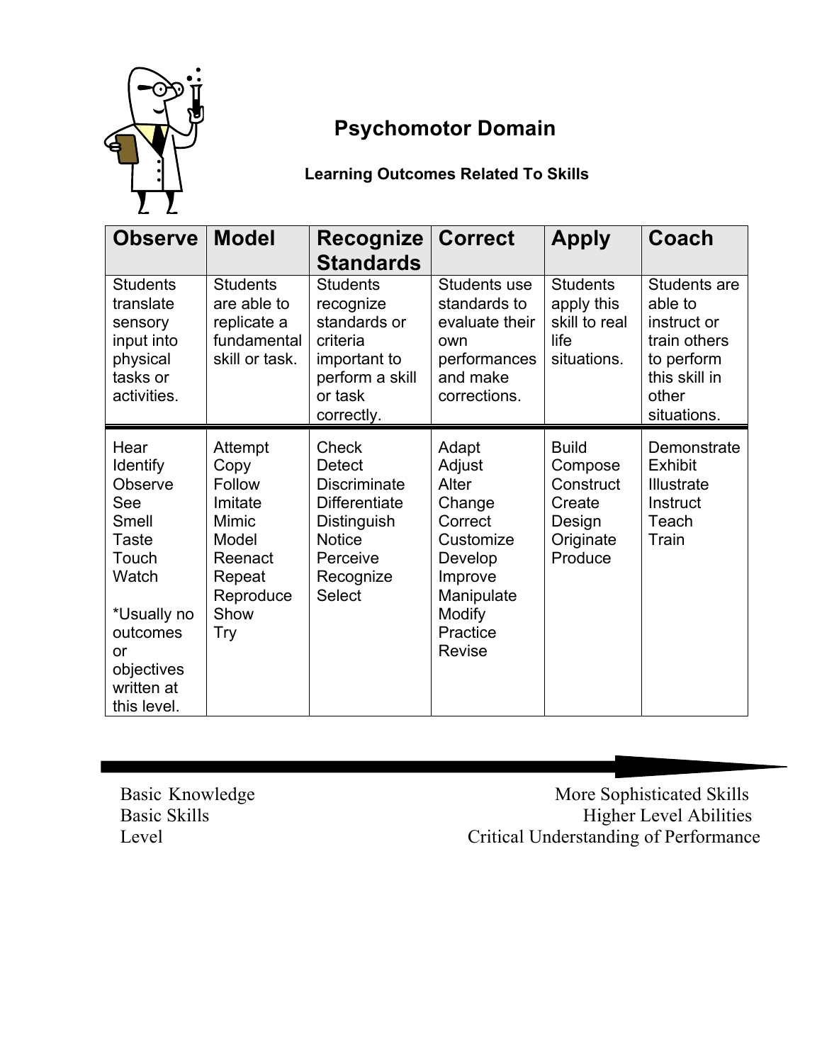# Psychomotor Domain

**Learning Outcomes Related To Skills**

| Observe | Model | Recognize Standards | Correct | Apply | Coach |
|---|---|---|---|---|---|
| Students translate sensory input into physical tasks or activities. | Students are able to replicate a fundamental skill or task. | Students recognize standards or criteria important to perform a skill or task correctly. | Students use standards to evaluate their own performances and make corrections. | Students apply this skill to real life situations. | Students are able to instruct or train others to perform this skill in other situations. |
| Hear<br>Identify<br>Observe<br>See<br>Smell<br>Taste<br>Touch<br>Watch<br><br>*Usually no outcomes or objectives written at this level. | Attempt<br>Copy<br>Follow<br>Imitate<br>Mimic<br>Model<br>Reenact<br>Repeat<br>Reproduce<br>Show<br>Try | Check<br>Detect<br>Discriminate<br>Differentiate<br>Distinguish<br>Notice<br>Perceive<br>Recognize<br>Select | Adapt<br>Adjust<br>Alter<br>Change<br>Correct<br>Customize<br>Develop<br>Improve<br>Manipulate<br>Modify<br>Practice<br>Revise | Build<br>Compose<br>Construct<br>Create<br>Design<br>Originate<br>Produce | Demonstrate<br>Exhibit<br>Illustrate<br>Instruct<br>Teach<br>Train |

Basic Knowledge
Basic Skills
Level

More Sophisticated Skills
Higher Level Abilities
Critical Understanding of Performance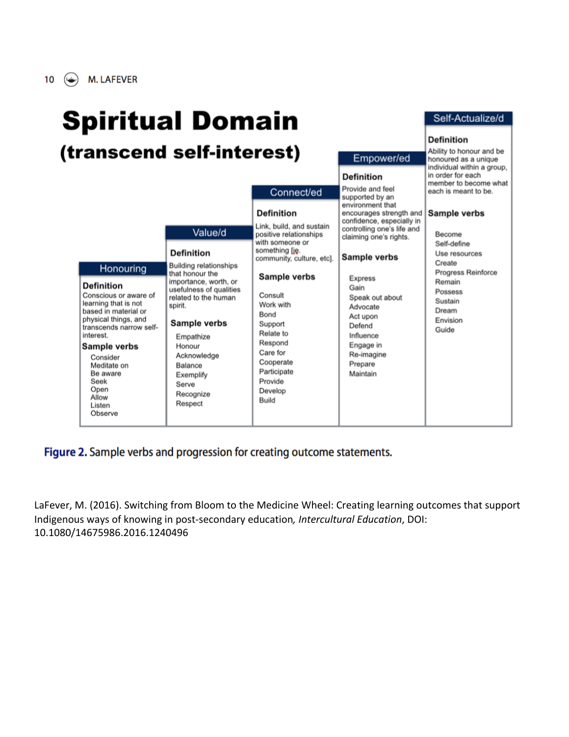# Spiritual Domain

## (transcend self-interest)

### Honouring

**Definition**

Conscious or aware of learning that is not based in material or physical things, and transcends narrow self-interest.

**Sample verbs**

- Consider
- Meditate on
- Be aware
- Seek
- Open
- Allow
- Listen
- Observe

### Value/d

**Definition**

Building relationships that honour the importance, worth, or usefulness of qualities related to the human spirit.

**Sample verbs**

- Empathize
- Honour
- Acknowledge
- Balance
- Exemplify
- Serve
- Recognize
- Respect

### Connect/ed

**Definition**

Link, build, and sustain positive relationships with someone or something [ie. community, culture, etc].

**Sample verbs**

- Consult
- Work with
- Bond
- Support
- Relate to
- Respond
- Care for
- Cooperate
- Participate
- Provide
- Develop
- Build

### Empower/ed

**Definition**

Provide and feel supported by an environment that encourages strength and confidence, especially in controlling one's life and claiming one's rights.

**Sample verbs**

- Express
- Gain
- Speak out about
- Advocate
- Act upon
- Defend
- Influence
- Engage in
- Re-imagine
- Prepare
- Maintain

### Self-Actualize/d

**Definition**

Ability to honour and be honoured as a unique individual within a group, in order for each member to become what each is meant to be.

**Sample verbs**

- Become
- Self-define
- Use resources
- Create
- Progress Reinforce
- Remain
- Possess
- Sustain
- Dream
- Envision
- Guide

**Figure 2.** Sample verbs and progression for creating outcome statements.

LaFever, M. (2016). Switching from Bloom to the Medicine Wheel: Creating learning outcomes that support Indigenous ways of knowing in post-secondary education, *Intercultural Education*, DOI: 10.1080/14675986.2016.1240496